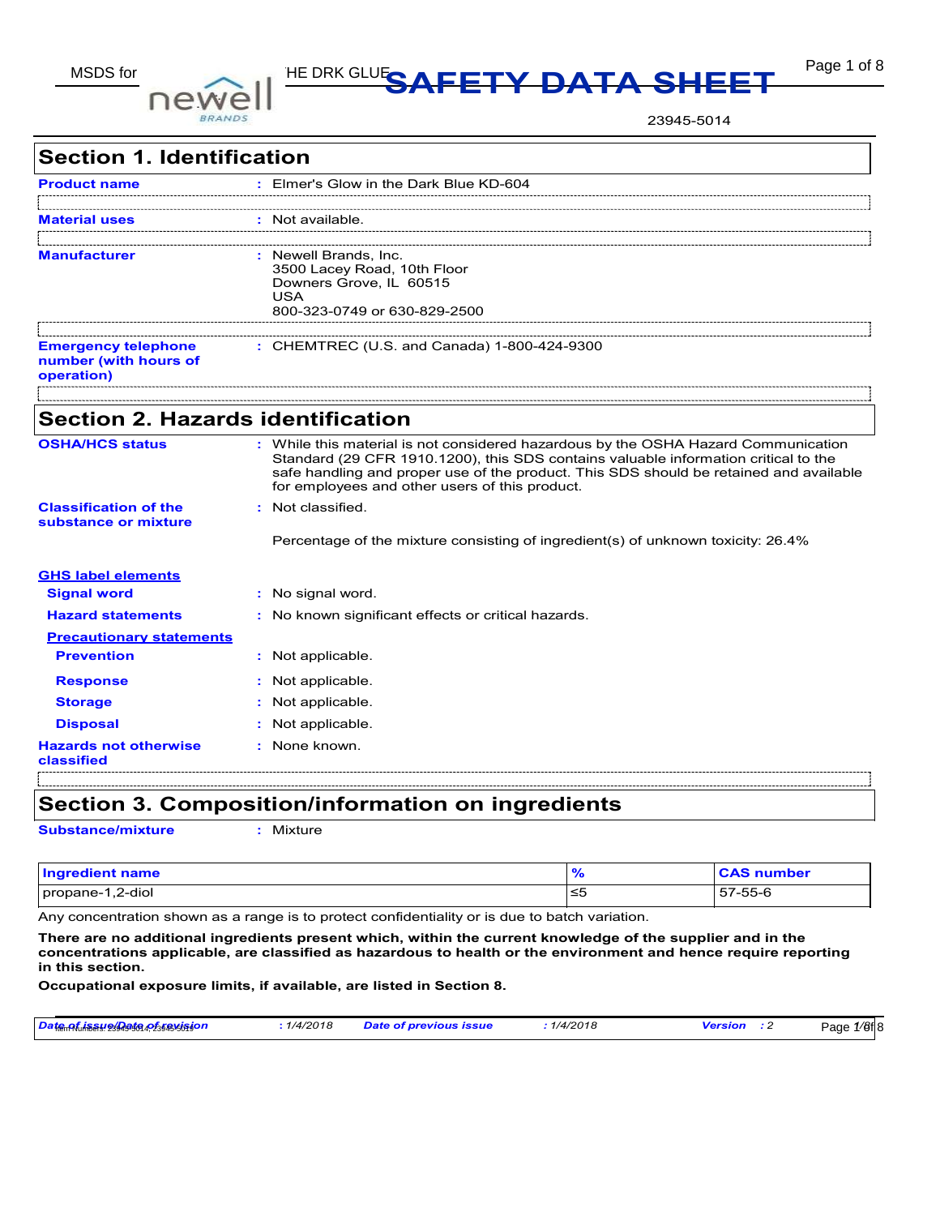# SAFETY DATA SHEET

23945-5014

## Section 1. Identification

**Product name** : Elmer's Glow in the Dark Blue KD-604

**Material uses** : Not available.

**Manufacturer** : Newell Brands, Inc.
3500 Lacey Road, 10th Floor
Downers Grove, IL 60515
USA
800-323-0749 or 630-829-2500

**Emergency telephone number (with hours of operation)** : CHEMTREC (U.S. and Canada) 1-800-424-9300

## Section 2. Hazards identification

**OSHA/HCS status** : While this material is not considered hazardous by the OSHA Hazard Communication Standard (29 CFR 1910.1200), this SDS contains valuable information critical to the safe handling and proper use of the product. This SDS should be retained and available for employees and other users of this product.

**Classification of the substance or mixture** : Not classified.

Percentage of the mixture consisting of ingredient(s) of unknown toxicity: 26.4%

**GHS label elements**

**Signal word** : No signal word.

**Hazard statements** : No known significant effects or critical hazards.

**Precautionary statements**

**Prevention** : Not applicable.

**Response** : Not applicable.

**Storage** : Not applicable.

**Disposal** : Not applicable.

**Hazards not otherwise classified** : None known.

## Section 3. Composition/information on ingredients

**Substance/mixture** : Mixture

| Ingredient name | % | CAS number |
|---|---|---|
| propane-1,2-diol | ≤5 | 57-55-6 |

Any concentration shown as a range is to protect confidentiality or is due to batch variation.

**There are no additional ingredients present which, within the current knowledge of the supplier and in the concentrations applicable, are classified as hazardous to health or the environment and hence require reporting in this section.**

**Occupational exposure limits, if available, are listed in Section 8.**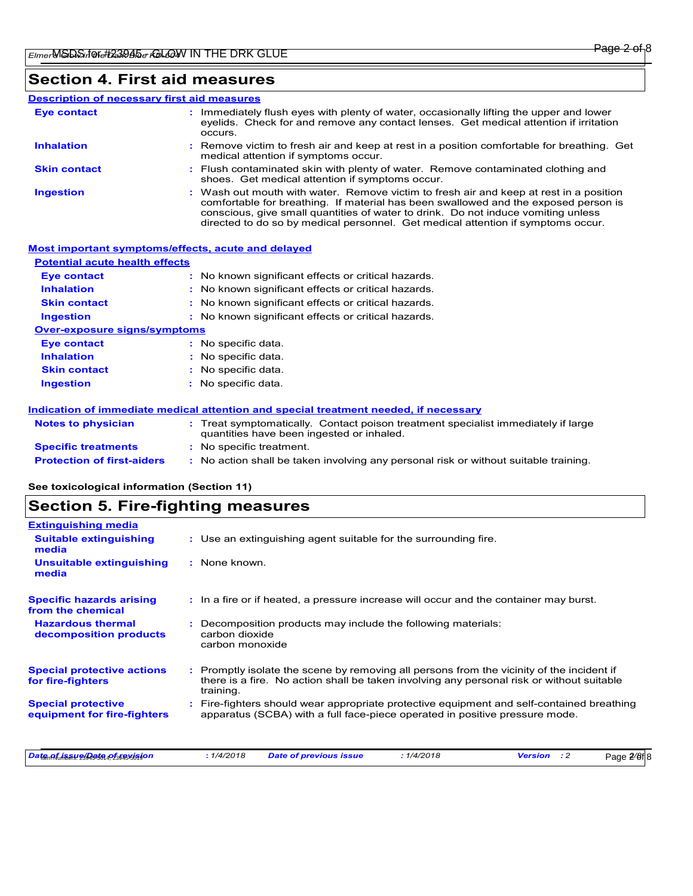## Section 4. First aid measures

### Description of necessary first aid measures

| | |
|---|---|
| **Eye contact** | : Immediately flush eyes with plenty of water, occasionally lifting the upper and lower eyelids. Check for and remove any contact lenses. Get medical attention if irritation occurs. |
| **Inhalation** | : Remove victim to fresh air and keep at rest in a position comfortable for breathing. Get medical attention if symptoms occur. |
| **Skin contact** | : Flush contaminated skin with plenty of water. Remove contaminated clothing and shoes. Get medical attention if symptoms occur. |
| **Ingestion** | : Wash out mouth with water. Remove victim to fresh air and keep at rest in a position comfortable for breathing. If material has been swallowed and the exposed person is conscious, give small quantities of water to drink. Do not induce vomiting unless directed to do so by medical personnel. Get medical attention if symptoms occur. |

### Most important symptoms/effects, acute and delayed

**Potential acute health effects**

| | |
|---|---|
| **Eye contact** | : No known significant effects or critical hazards. |
| **Inhalation** | : No known significant effects or critical hazards. |
| **Skin contact** | : No known significant effects or critical hazards. |
| **Ingestion** | : No known significant effects or critical hazards. |

**Over-exposure signs/symptoms**

| | |
|---|---|
| **Eye contact** | : No specific data. |
| **Inhalation** | : No specific data. |
| **Skin contact** | : No specific data. |
| **Ingestion** | : No specific data. |

### Indication of immediate medical attention and special treatment needed, if necessary

| | |
|---|---|
| **Notes to physician** | : Treat symptomatically. Contact poison treatment specialist immediately if large quantities have been ingested or inhaled. |
| **Specific treatments** | : No specific treatment. |
| **Protection of first-aiders** | : No action shall be taken involving any personal risk or without suitable training. |

**See toxicological information (Section 11)**

## Section 5. Fire-fighting measures

### Extinguishing media

| | |
|---|---|
| **Suitable extinguishing media** | : Use an extinguishing agent suitable for the surrounding fire. |
| **Unsuitable extinguishing media** | : None known. |
| **Specific hazards arising from the chemical** | : In a fire or if heated, a pressure increase will occur and the container may burst. |
| **Hazardous thermal decomposition products** | : Decomposition products may include the following materials: carbon dioxide carbon monoxide |
| **Special protective actions for fire-fighters** | : Promptly isolate the scene by removing all persons from the vicinity of the incident if there is a fire. No action shall be taken involving any personal risk or without suitable training. |
| **Special protective equipment for fire-fighters** | : Fire-fighters should wear appropriate protective equipment and self-contained breathing apparatus (SCBA) with a full face-piece operated in positive pressure mode. |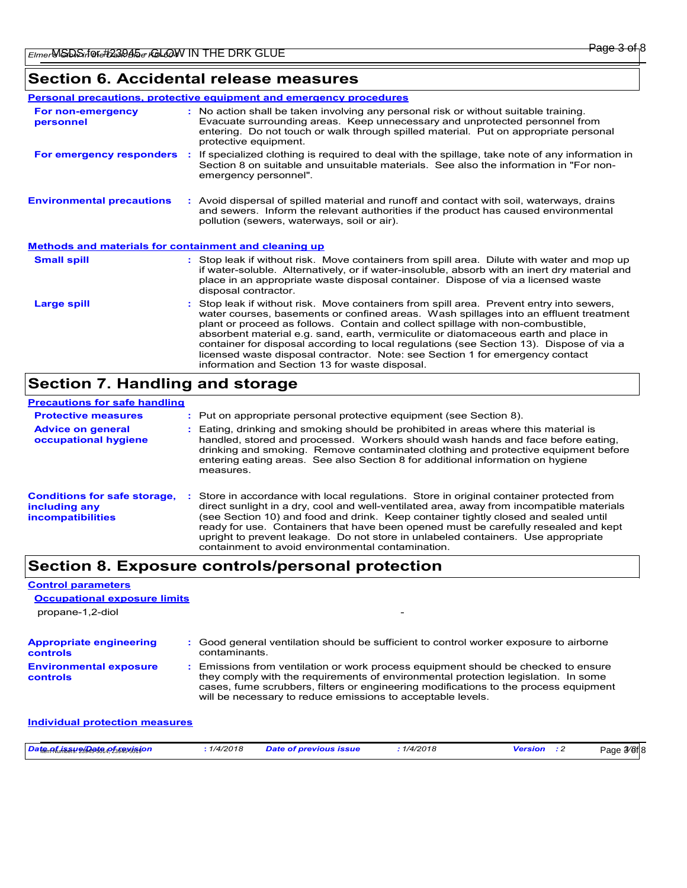## Section 6. Accidental release measures

### Personal precautions, protective equipment and emergency procedures

**For non-emergency personnel** : No action shall be taken involving any personal risk or without suitable training. Evacuate surrounding areas. Keep unnecessary and unprotected personnel from entering. Do not touch or walk through spilled material. Put on appropriate personal protective equipment.

**For emergency responders** : If specialized clothing is required to deal with the spillage, take note of any information in Section 8 on suitable and unsuitable materials. See also the information in "For non-emergency personnel".

**Environmental precautions** : Avoid dispersal of spilled material and runoff and contact with soil, waterways, drains and sewers. Inform the relevant authorities if the product has caused environmental pollution (sewers, waterways, soil or air).

### Methods and materials for containment and cleaning up

**Small spill** : Stop leak if without risk. Move containers from spill area. Dilute with water and mop up if water-soluble. Alternatively, or if water-insoluble, absorb with an inert dry material and place in an appropriate waste disposal container. Dispose of via a licensed waste disposal contractor.

**Large spill** : Stop leak if without risk. Move containers from spill area. Prevent entry into sewers, water courses, basements or confined areas. Wash spillages into an effluent treatment plant or proceed as follows. Contain and collect spillage with non-combustible, absorbent material e.g. sand, earth, vermiculite or diatomaceous earth and place in container for disposal according to local regulations (see Section 13). Dispose of via a licensed waste disposal contractor. Note: see Section 1 for emergency contact information and Section 13 for waste disposal.

## Section 7. Handling and storage

### Precautions for safe handling

**Protective measures** : Put on appropriate personal protective equipment (see Section 8).

**Advice on general occupational hygiene** : Eating, drinking and smoking should be prohibited in areas where this material is handled, stored and processed. Workers should wash hands and face before eating, drinking and smoking. Remove contaminated clothing and protective equipment before entering eating areas. See also Section 8 for additional information on hygiene measures.

**Conditions for safe storage, including any incompatibilities** : Store in accordance with local regulations. Store in original container protected from direct sunlight in a dry, cool and well-ventilated area, away from incompatible materials (see Section 10) and food and drink. Keep container tightly closed and sealed until ready for use. Containers that have been opened must be carefully resealed and kept upright to prevent leakage. Do not store in unlabeled containers. Use appropriate containment to avoid environmental contamination.

## Section 8. Exposure controls/personal protection

### Control parameters

#### Occupational exposure limits

| | |
|---|---|
| propane-1,2-diol | - |

**Appropriate engineering controls** : Good general ventilation should be sufficient to control worker exposure to airborne contaminants.

**Environmental exposure controls** : Emissions from ventilation or work process equipment should be checked to ensure they comply with the requirements of environmental protection legislation. In some cases, fume scrubbers, filters or engineering modifications to the process equipment will be necessary to reduce emissions to acceptable levels.

### Individual protection measures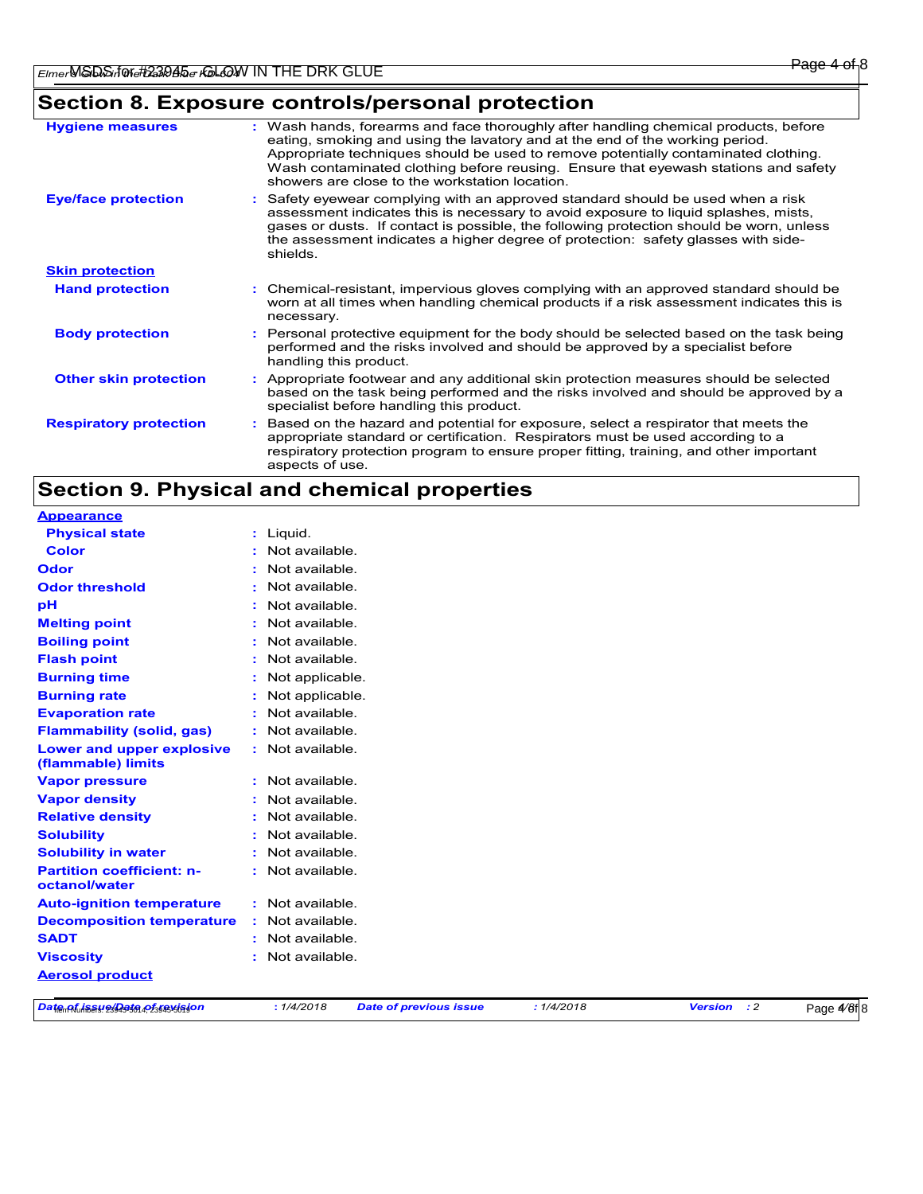## Section 8. Exposure controls/personal protection

| | |
|---|---|
| **Hygiene measures** | : Wash hands, forearms and face thoroughly after handling chemical products, before eating, smoking and using the lavatory and at the end of the working period. Appropriate techniques should be used to remove potentially contaminated clothing. Wash contaminated clothing before reusing. Ensure that eyewash stations and safety showers are close to the workstation location. |
| **Eye/face protection** | : Safety eyewear complying with an approved standard should be used when a risk assessment indicates this is necessary to avoid exposure to liquid splashes, mists, gases or dusts. If contact is possible, the following protection should be worn, unless the assessment indicates a higher degree of protection: safety glasses with side-shields. |
| **Skin protection** | |
| **Hand protection** | : Chemical-resistant, impervious gloves complying with an approved standard should be worn at all times when handling chemical products if a risk assessment indicates this is necessary. |
| **Body protection** | : Personal protective equipment for the body should be selected based on the task being performed and the risks involved and should be approved by a specialist before handling this product. |
| **Other skin protection** | : Appropriate footwear and any additional skin protection measures should be selected based on the task being performed and the risks involved and should be approved by a specialist before handling this product. |
| **Respiratory protection** | : Based on the hazard and potential for exposure, select a respirator that meets the appropriate standard or certification. Respirators must be used according to a respiratory protection program to ensure proper fitting, training, and other important aspects of use. |

## Section 9. Physical and chemical properties

| | |
|---|---|
| **Appearance** | |
| **Physical state** | : Liquid. |
| **Color** | : Not available. |
| **Odor** | : Not available. |
| **Odor threshold** | : Not available. |
| **pH** | : Not available. |
| **Melting point** | : Not available. |
| **Boiling point** | : Not available. |
| **Flash point** | : Not available. |
| **Burning time** | : Not applicable. |
| **Burning rate** | : Not applicable. |
| **Evaporation rate** | : Not available. |
| **Flammability (solid, gas)** | : Not available. |
| **Lower and upper explosive (flammable) limits** | : Not available. |
| **Vapor pressure** | : Not available. |
| **Vapor density** | : Not available. |
| **Relative density** | : Not available. |
| **Solubility** | : Not available. |
| **Solubility in water** | : Not available. |
| **Partition coefficient: n-octanol/water** | : Not available. |
| **Auto-ignition temperature** | : Not available. |
| **Decomposition temperature** | : Not available. |
| **SADT** | : Not available. |
| **Viscosity** | : Not available. |
| **Aerosol product** | |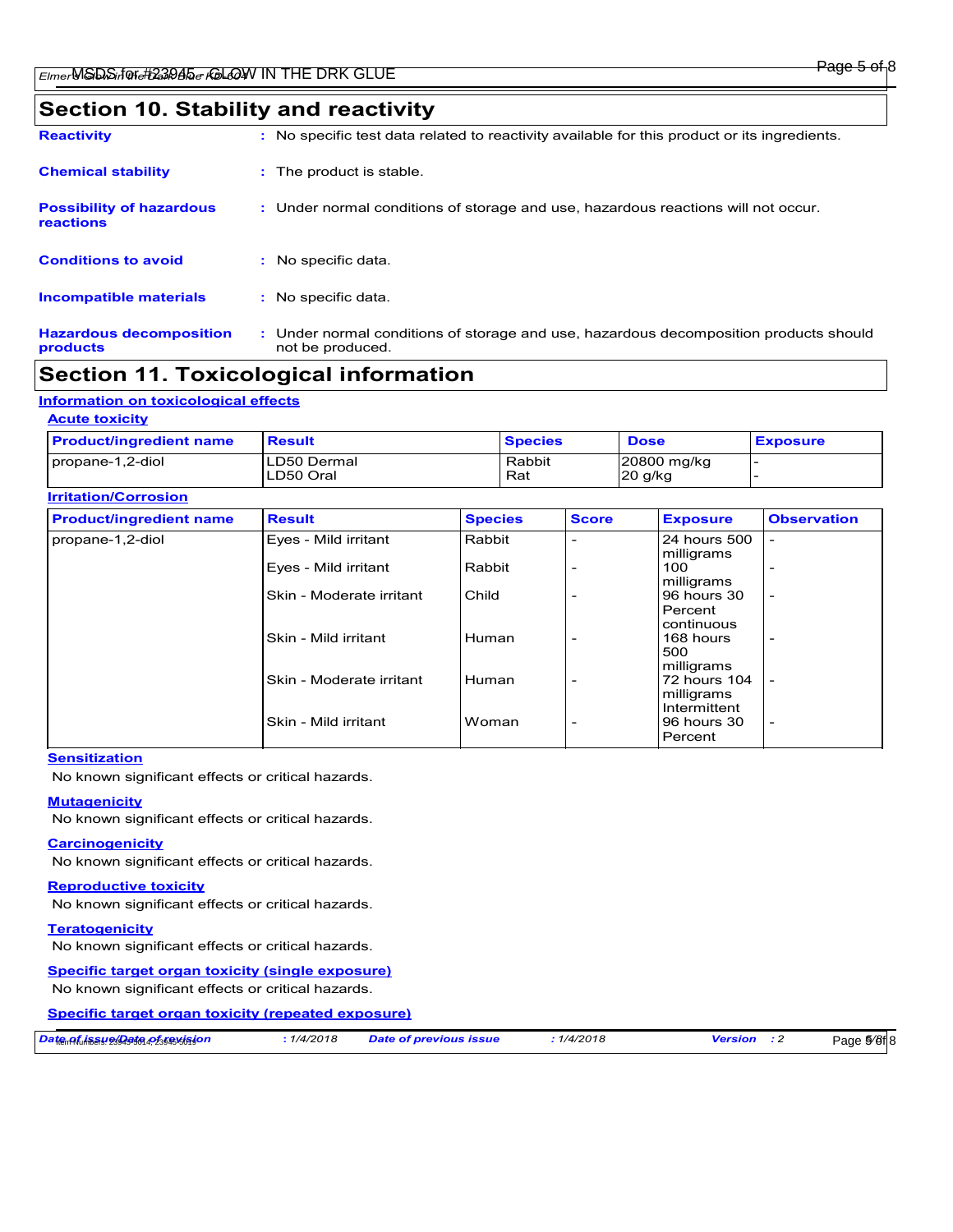## Section 10. Stability and reactivity

**Reactivity** : No specific test data related to reactivity available for this product or its ingredients.

**Chemical stability** : The product is stable.

**Possibility of hazardous reactions** : Under normal conditions of storage and use, hazardous reactions will not occur.

**Conditions to avoid** : No specific data.

**Incompatible materials** : No specific data.

**Hazardous decomposition products** : Under normal conditions of storage and use, hazardous decomposition products should not be produced.

## Section 11. Toxicological information

### Information on toxicological effects

#### Acute toxicity

| Product/ingredient name | Result | Species | Dose | Exposure |
|---|---|---|---|---|
| propane-1,2-diol | LD50 Dermal<br>LD50 Oral | Rabbit<br>Rat | 20800 mg/kg<br>20 g/kg | -<br>- |

#### Irritation/Corrosion

| Product/ingredient name | Result | Species | Score | Exposure | Observation |
|---|---|---|---|---|---|
| propane-1,2-diol | Eyes - Mild irritant | Rabbit | - | 24 hours 500 milligrams | - |
| | Eyes - Mild irritant | Rabbit | - | 100 milligrams | - |
| | Skin - Moderate irritant | Child | - | 96 hours 30 Percent continuous | - |
| | Skin - Mild irritant | Human | - | 168 hours 500 milligrams | - |
| | Skin - Moderate irritant | Human | - | 72 hours 104 milligrams Intermittent | - |
| | Skin - Mild irritant | Woman | - | 96 hours 30 Percent | - |

#### Sensitization

No known significant effects or critical hazards.

#### Mutagenicity

No known significant effects or critical hazards.

#### Carcinogenicity

No known significant effects or critical hazards.

#### Reproductive toxicity

No known significant effects or critical hazards.

#### Teratogenicity

No known significant effects or critical hazards.

#### Specific target organ toxicity (single exposure)

No known significant effects or critical hazards.

#### Specific target organ toxicity (repeated exposure)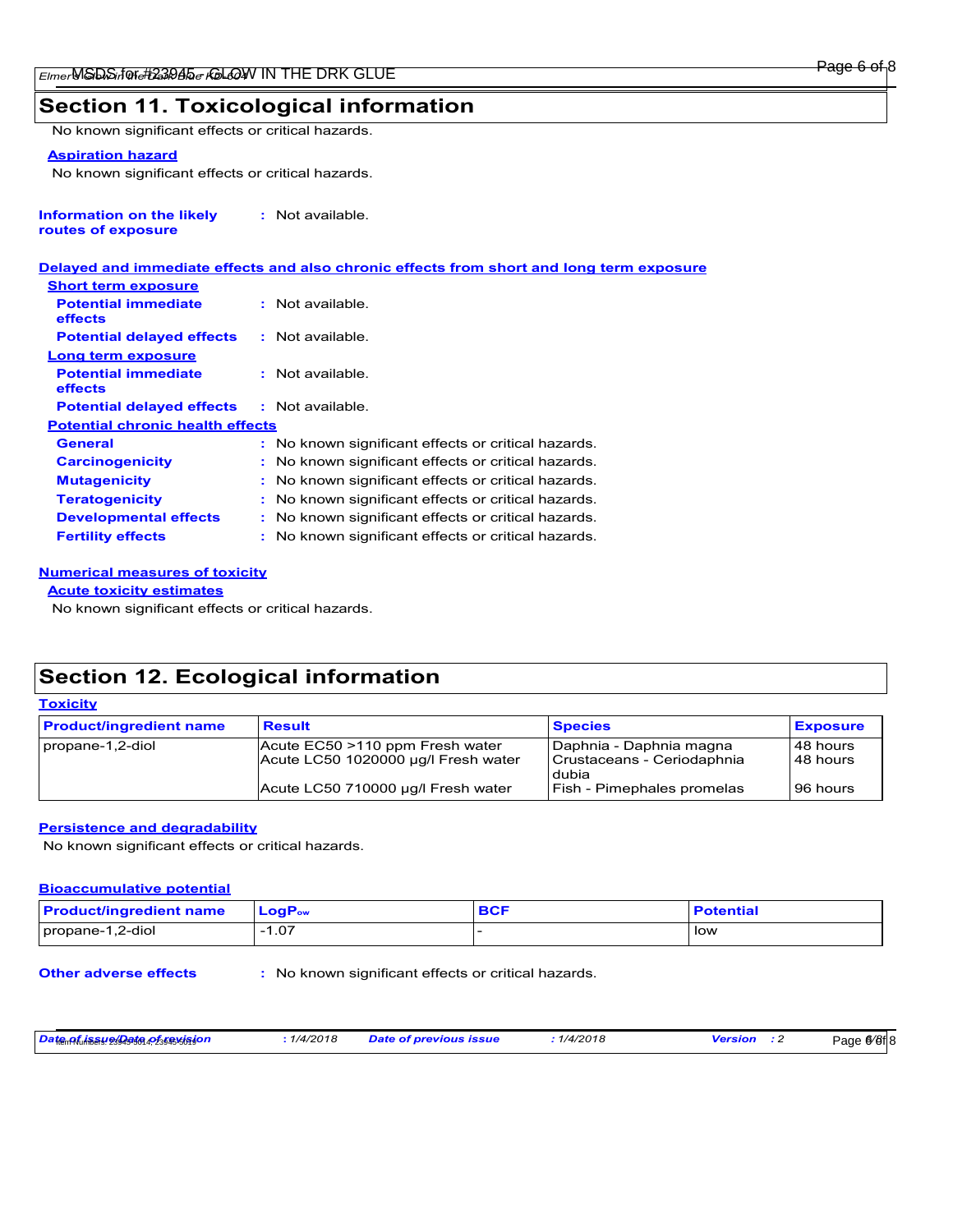## Section 11. Toxicological information

No known significant effects or critical hazards.

**Aspiration hazard**

No known significant effects or critical hazards.

**Information on the likely routes of exposure** : Not available.

**Delayed and immediate effects and also chronic effects from short and long term exposure**

**Short term exposure**

**Potential immediate effects** : Not available.

**Potential delayed effects** : Not available.

**Long term exposure**

**Potential immediate effects** : Not available.

**Potential delayed effects** : Not available.

**Potential chronic health effects**

**General** : No known significant effects or critical hazards.

**Carcinogenicity** : No known significant effects or critical hazards.

**Mutagenicity** : No known significant effects or critical hazards.

**Teratogenicity** : No known significant effects or critical hazards.

**Developmental effects** : No known significant effects or critical hazards.

**Fertility effects** : No known significant effects or critical hazards.

**Numerical measures of toxicity**

**Acute toxicity estimates**

No known significant effects or critical hazards.

## Section 12. Ecological information

**Toxicity**

| Product/ingredient name | Result | Species | Exposure |
|---|---|---|---|
| propane-1,2-diol | Acute EC50 >110 ppm Fresh water | Daphnia - Daphnia magna | 48 hours |
| | Acute LC50 1020000 µg/l Fresh water | Crustaceans - Ceriodaphnia dubia | 48 hours |
| | Acute LC50 710000 µg/l Fresh water | Fish - Pimephales promelas | 96 hours |

**Persistence and degradability**

No known significant effects or critical hazards.

**Bioaccumulative potential**

| Product/ingredient name | $LogP_{ow}$ | BCF | Potential |
|---|---|---|---|
| propane-1,2-diol | -1.07 | - | low |

**Other adverse effects** : No known significant effects or critical hazards.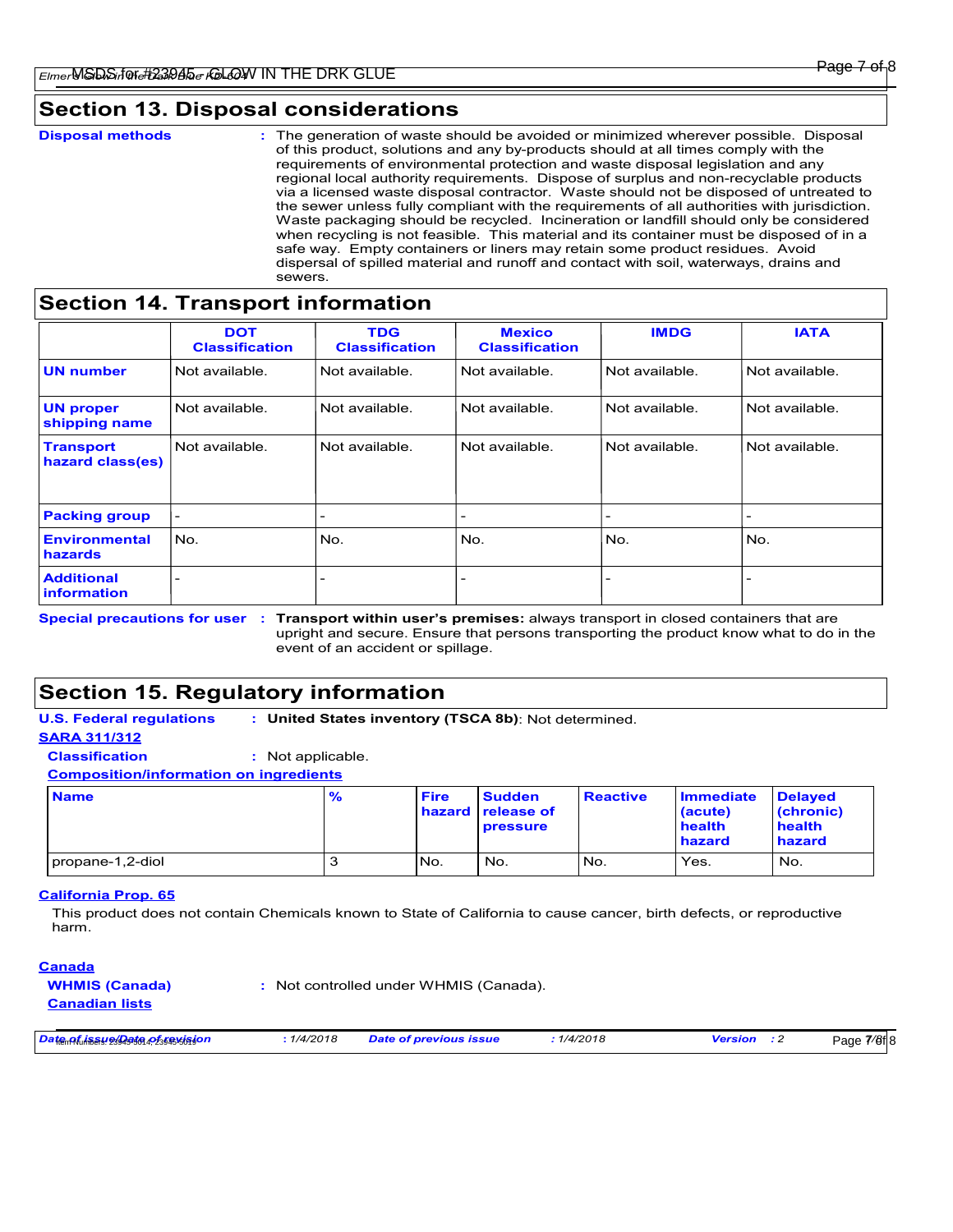## Section 13. Disposal considerations

**Disposal methods** : The generation of waste should be avoided or minimized wherever possible. Disposal of this product, solutions and any by-products should at all times comply with the requirements of environmental protection and waste disposal legislation and any regional local authority requirements. Dispose of surplus and non-recyclable products via a licensed waste disposal contractor. Waste should not be disposed of untreated to the sewer unless fully compliant with the requirements of all authorities with jurisdiction. Waste packaging should be recycled. Incineration or landfill should only be considered when recycling is not feasible. This material and its container must be disposed of in a safe way. Empty containers or liners may retain some product residues. Avoid dispersal of spilled material and runoff and contact with soil, waterways, drains and sewers.

## Section 14. Transport information

| | DOT Classification | TDG Classification | Mexico Classification | IMDG | IATA |
|---|---|---|---|---|---|
| **UN number** | Not available. | Not available. | Not available. | Not available. | Not available. |
| **UN proper shipping name** | Not available. | Not available. | Not available. | Not available. | Not available. |
| **Transport hazard class(es)** | Not available. | Not available. | Not available. | Not available. | Not available. |
| **Packing group** | - | - | - | - | - |
| **Environmental hazards** | No. | No. | No. | No. | No. |
| **Additional information** | - | - | - | - | - |

**Special precautions for user** : **Transport within user's premises:** always transport in closed containers that are upright and secure. Ensure that persons transporting the product know what to do in the event of an accident or spillage.

## Section 15. Regulatory information

**U.S. Federal regulations** : **United States inventory (TSCA 8b)**: Not determined.

**SARA 311/312**

**Classification** : Not applicable.

**Composition/information on ingredients**

| Name | % | Fire hazard | Sudden release of pressure | Reactive | Immediate (acute) health hazard | Delayed (chronic) health hazard |
|---|---|---|---|---|---|---|
| propane-1,2-diol | 3 | No. | No. | No. | Yes. | No. |

**California Prop. 65**

This product does not contain Chemicals known to State of California to cause cancer, birth defects, or reproductive harm.

**Canada**

**WHMIS (Canada)** : Not controlled under WHMIS (Canada).

**Canadian lists**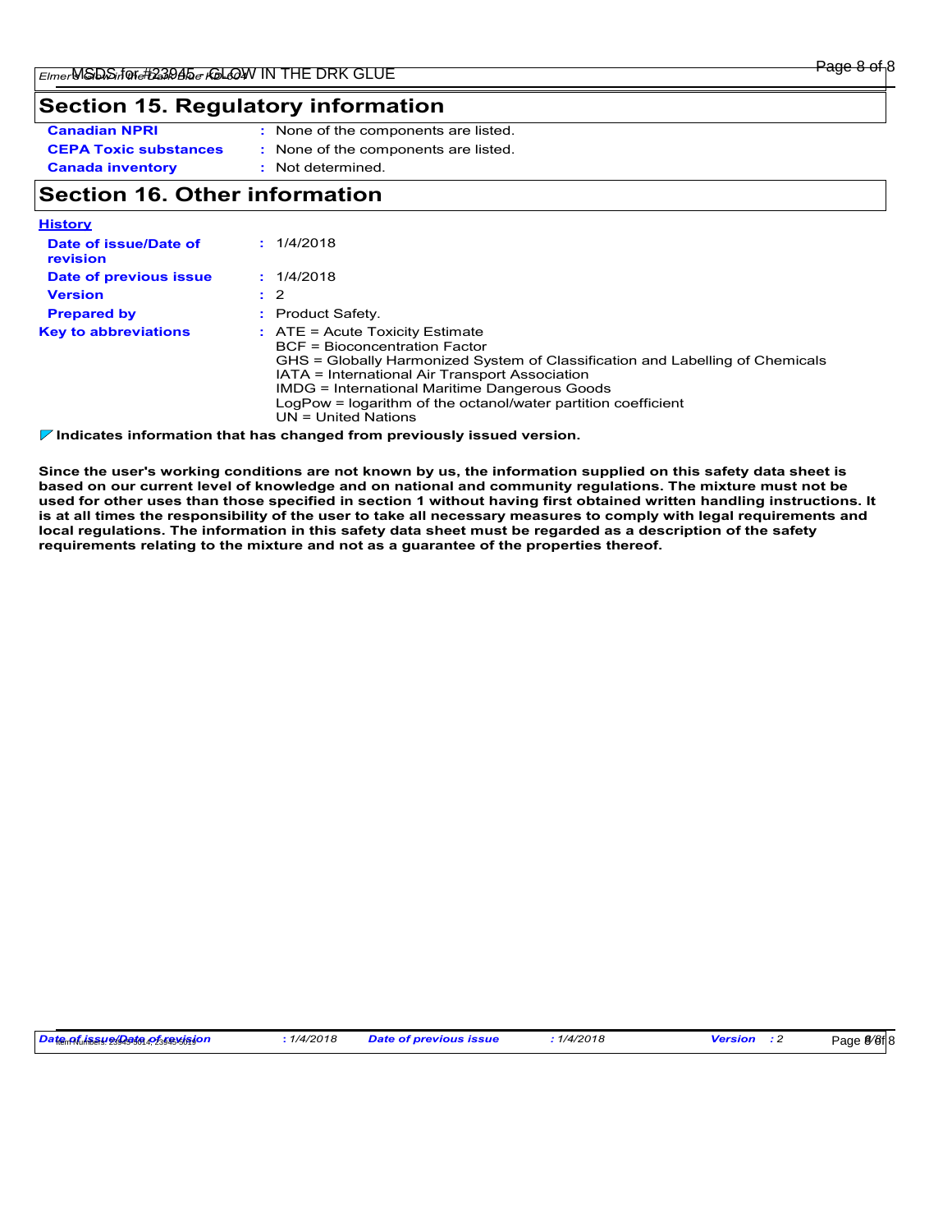## Section 15. Regulatory information

**Canadian NPRI** : None of the components are listed.

**CEPA Toxic substances** : None of the components are listed.

**Canada inventory** : Not determined.

## Section 16. Other information

**History**

**Date of issue/Date of revision** : 1/4/2018

**Date of previous issue** : 1/4/2018

**Version** : 2

**Prepared by** : Product Safety.

**Key to abbreviations** : ATE = Acute Toxicity Estimate
BCF = Bioconcentration Factor
GHS = Globally Harmonized System of Classification and Labelling of Chemicals
IATA = International Air Transport Association
IMDG = International Maritime Dangerous Goods
LogPow = logarithm of the octanol/water partition coefficient
UN = United Nations

**Indicates information that has changed from previously issued version.**

**Since the user's working conditions are not known by us, the information supplied on this safety data sheet is based on our current level of knowledge and on national and community regulations. The mixture must not be used for other uses than those specified in section 1 without having first obtained written handling instructions. It is at all times the responsibility of the user to take all necessary measures to comply with legal requirements and local regulations. The information in this safety data sheet must be regarded as a description of the safety requirements relating to the mixture and not as a guarantee of the properties thereof.**